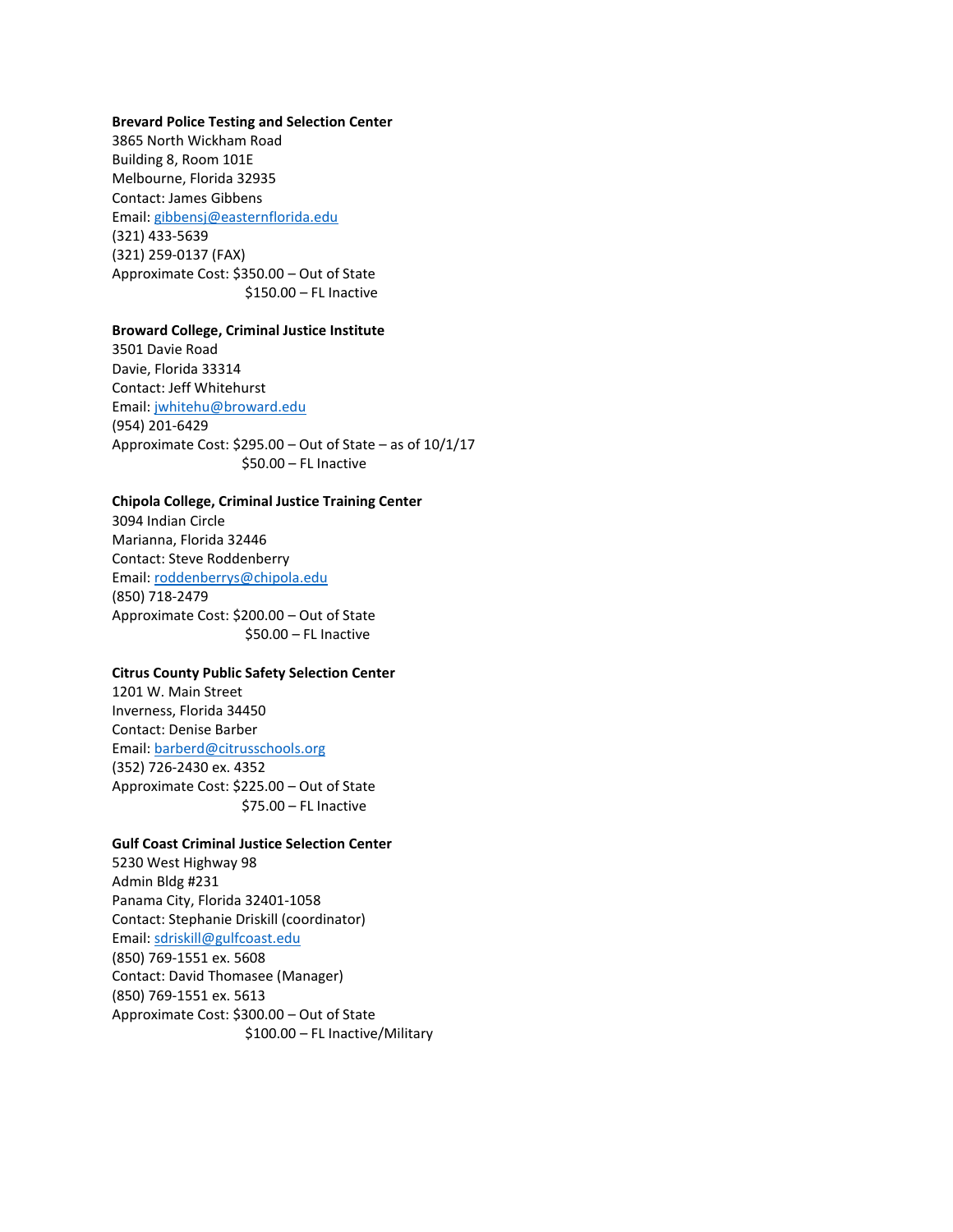**Brevard Police Testing and Selection Center**
3865 North Wickham Road
Building 8, Room 101E
Melbourne, Florida 32935
Contact: James Gibbens
Email: gibbensj@easternflorida.edu
(321) 433-5639
(321) 259-0137 (FAX)
Approximate Cost: $350.00 – Out of State
$150.00 – FL Inactive

**Broward College, Criminal Justice Institute**
3501 Davie Road
Davie, Florida 33314
Contact: Jeff Whitehurst
Email: jwhitehu@broward.edu
(954) 201-6429
Approximate Cost: $295.00 – Out of State – as of 10/1/17
$50.00 – FL Inactive

**Chipola College, Criminal Justice Training Center**
3094 Indian Circle
Marianna, Florida 32446
Contact: Steve Roddenberry
Email: roddenberrys@chipola.edu
(850) 718-2479
Approximate Cost: $200.00 – Out of State
$50.00 – FL Inactive

**Citrus County Public Safety Selection Center**
1201 W. Main Street
Inverness, Florida 34450
Contact: Denise Barber
Email: barberd@citrusschools.org
(352) 726-2430 ex. 4352
Approximate Cost: $225.00 – Out of State
$75.00 – FL Inactive

**Gulf Coast Criminal Justice Selection Center**
5230 West Highway 98
Admin Bldg #231
Panama City, Florida 32401-1058
Contact: Stephanie Driskill (coordinator)
Email: sdriskill@gulfcoast.edu
(850) 769-1551 ex. 5608
Contact: David Thomasee (Manager)
(850) 769-1551 ex. 5613
Approximate Cost: $300.00 – Out of State
$100.00 – FL Inactive/Military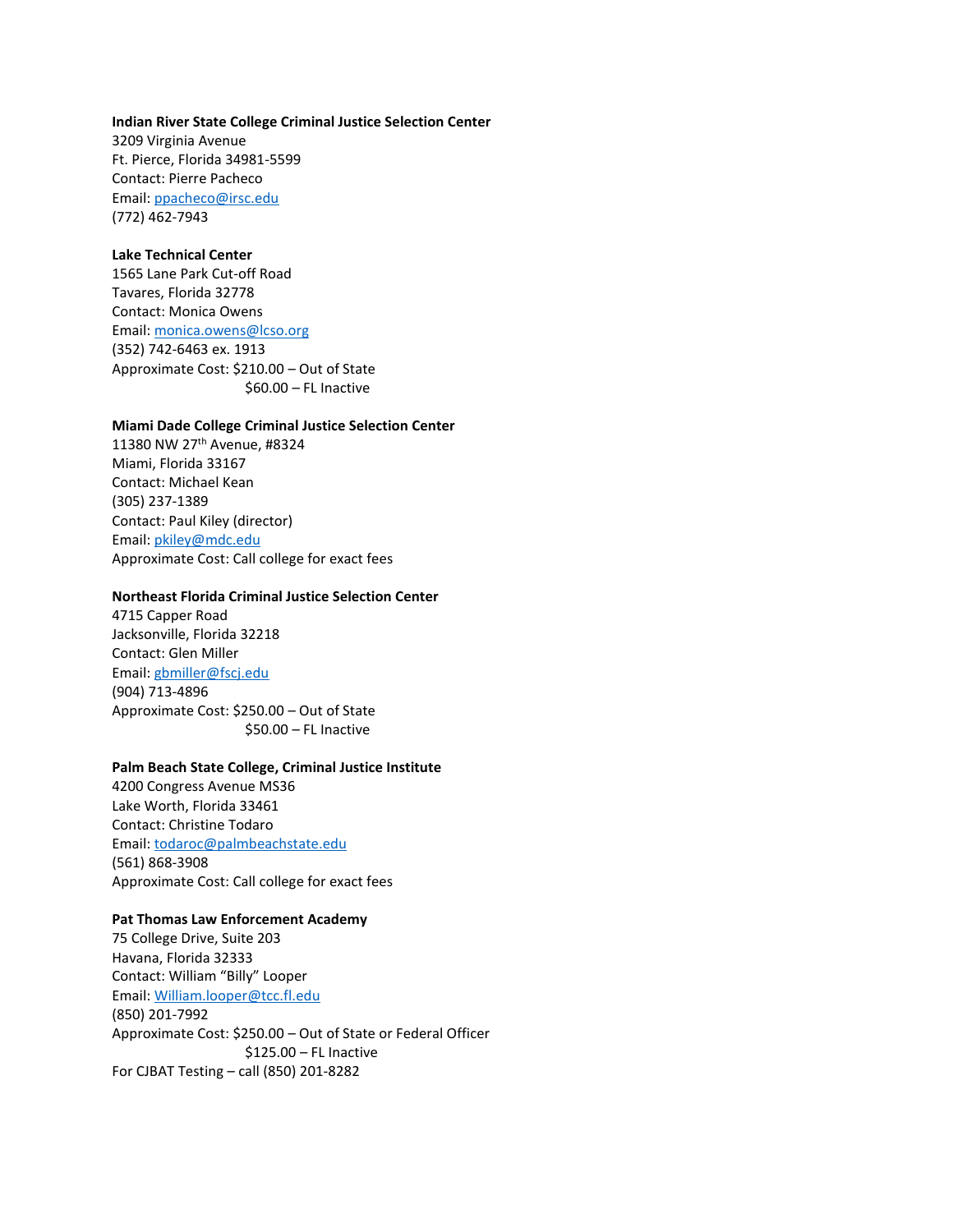**Indian River State College Criminal Justice Selection Center**
3209 Virginia Avenue
Ft. Pierce, Florida 34981-5599
Contact: Pierre Pacheco
Email: ppacheco@irsc.edu
(772) 462-7943

**Lake Technical Center**
1565 Lane Park Cut-off Road
Tavares, Florida 32778
Contact: Monica Owens
Email: monica.owens@lcso.org
(352) 742-6463 ex. 1913
Approximate Cost: $210.00 – Out of State
$60.00 – FL Inactive

**Miami Dade College Criminal Justice Selection Center**
11380 NW 27th Avenue, #8324
Miami, Florida 33167
Contact: Michael Kean
(305) 237-1389
Contact: Paul Kiley (director)
Email: pkiley@mdc.edu
Approximate Cost: Call college for exact fees

**Northeast Florida Criminal Justice Selection Center**
4715 Capper Road
Jacksonville, Florida 32218
Contact: Glen Miller
Email: gbmiller@fscj.edu
(904) 713-4896
Approximate Cost: $250.00 – Out of State
$50.00 – FL Inactive

**Palm Beach State College, Criminal Justice Institute**
4200 Congress Avenue MS36
Lake Worth, Florida 33461
Contact: Christine Todaro
Email: todaroc@palmbeachstate.edu
(561) 868-3908
Approximate Cost: Call college for exact fees

**Pat Thomas Law Enforcement Academy**
75 College Drive, Suite 203
Havana, Florida 32333
Contact: William "Billy" Looper
Email: William.looper@tcc.fl.edu
(850) 201-7992
Approximate Cost: $250.00 – Out of State or Federal Officer
$125.00 – FL Inactive
For CJBAT Testing – call (850) 201-8282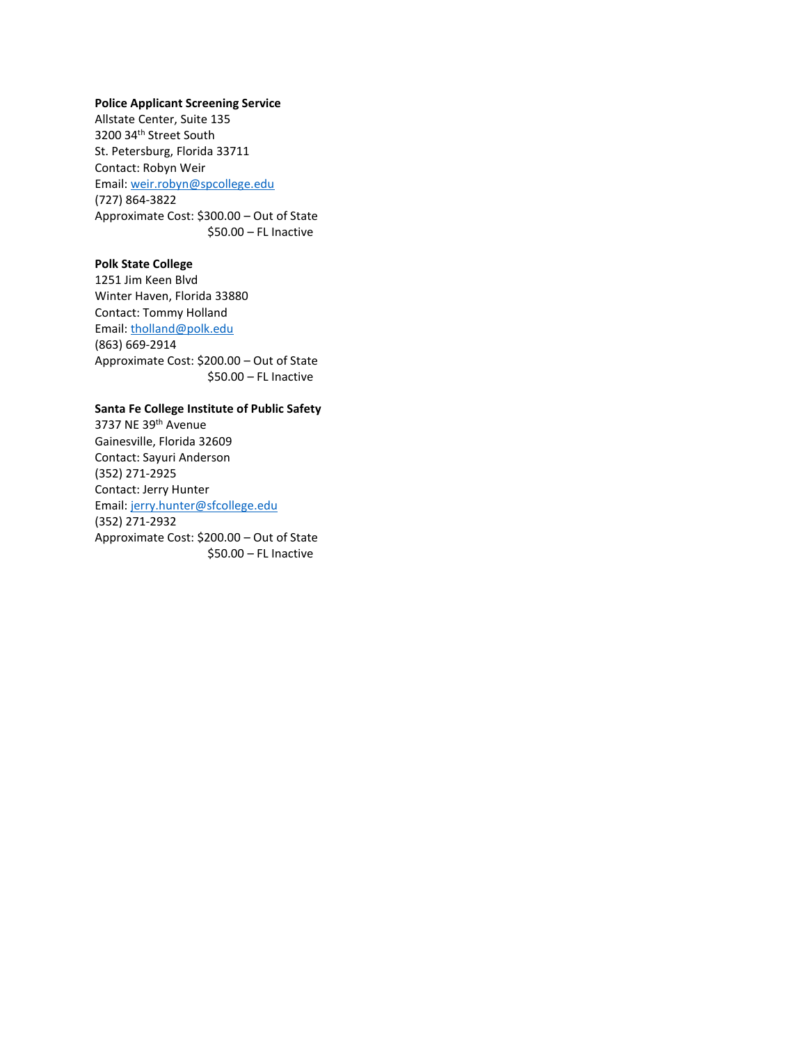**Police Applicant Screening Service**
Allstate Center, Suite 135
3200 34th Street South
St. Petersburg, Florida 33711
Contact: Robyn Weir
Email: weir.robyn@spcollege.edu
(727) 864-3822
Approximate Cost: $300.00 – Out of State
$50.00 – FL Inactive

**Polk State College**
1251 Jim Keen Blvd
Winter Haven, Florida 33880
Contact: Tommy Holland
Email: tholland@polk.edu
(863) 669-2914
Approximate Cost: $200.00 – Out of State
$50.00 – FL Inactive

**Santa Fe College Institute of Public Safety**
3737 NE 39th Avenue
Gainesville, Florida 32609
Contact: Sayuri Anderson
(352) 271-2925
Contact: Jerry Hunter
Email: jerry.hunter@sfcollege.edu
(352) 271-2932
Approximate Cost: $200.00 – Out of State
$50.00 – FL Inactive